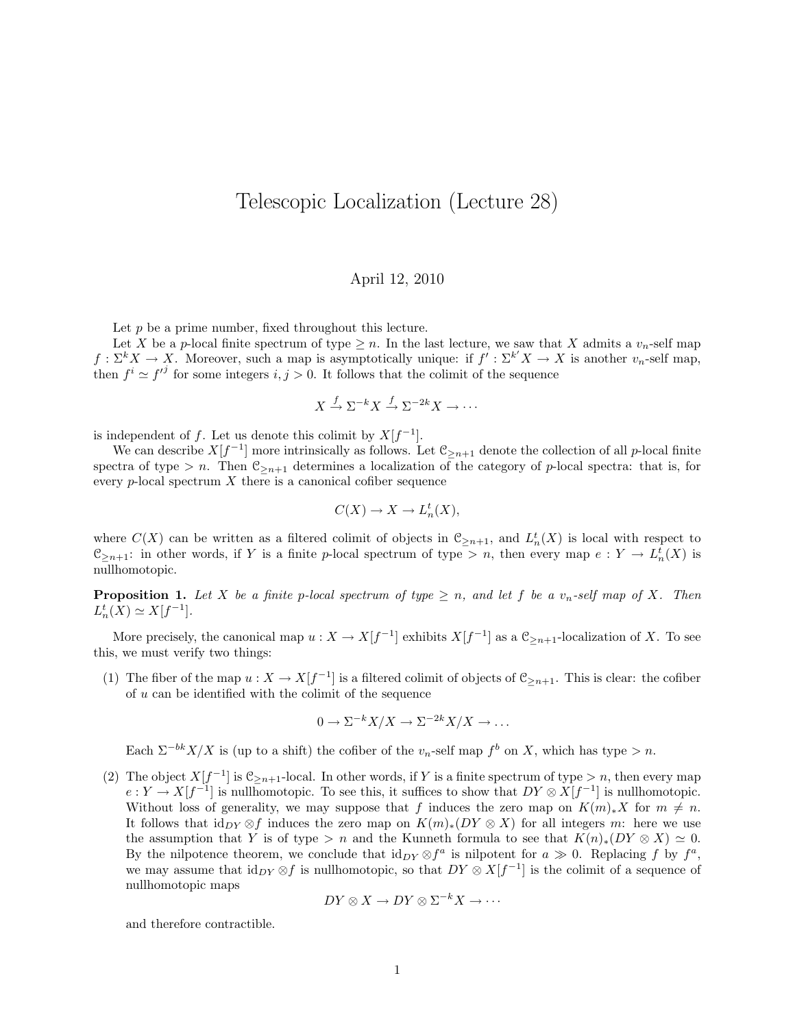# Telescopic Localization (Lecture 28)

April 12, 2010

Let $p$ be a prime number, fixed throughout this lecture.

Let $X$ be a $p$-local finite spectrum of type $\geq n$. In the last lecture, we saw that $X$ admits a $v_n$-self map $f : \Sigma^k X \to X$. Moreover, such a map is asymptotically unique: if $f' : \Sigma^{k'} X \to X$ is another $v_n$-self map, then $f^i \simeq f'^j$ for some integers $i, j > 0$. It follows that the colimit of the sequence

$$X \xrightarrow{f} \Sigma^{-k} X \xrightarrow{f} \Sigma^{-2k} X \to \cdots$$

is independent of $f$. Let us denote this colimit by $X[f^{-1}]$.

We can describe $X[f^{-1}]$ more intrinsically as follows. Let $\mathcal{C}_{\geq n+1}$ denote the collection of all $p$-local finite spectra of type $> n$. Then $\mathcal{C}_{\geq n+1}$ determines a localization of the category of $p$-local spectra: that is, for every $p$-local spectrum $X$ there is a canonical cofiber sequence

$$C(X) \to X \to L_n^t(X),$$

where $C(X)$ can be written as a filtered colimit of objects in $\mathcal{C}_{\geq n+1}$, and $L_n^t(X)$ is local with respect to $\mathcal{C}_{\geq n+1}$: in other words, if $Y$ is a finite $p$-local spectrum of type $> n$, then every map $e : Y \to L_n^t(X)$ is nullhomotopic.

**Proposition 1.** *Let $X$ be a finite $p$-local spectrum of type $\geq n$, and let $f$ be a $v_n$-self map of $X$. Then $L_n^t(X) \simeq X[f^{-1}]$.*

More precisely, the canonical map $u : X \to X[f^{-1}]$ exhibits $X[f^{-1}]$ as a $\mathcal{C}_{\geq n+1}$-localization of $X$. To see this, we must verify two things:

(1) The fiber of the map $u : X \to X[f^{-1}]$ is a filtered colimit of objects of $\mathcal{C}_{\geq n+1}$. This is clear: the cofiber of $u$ can be identified with the colimit of the sequence

$$0 \to \Sigma^{-k} X/X \to \Sigma^{-2k} X/X \to \ldots$$

Each $\Sigma^{-bk} X/X$ is (up to a shift) the cofiber of the $v_n$-self map $f^b$ on $X$, which has type $> n$.

(2) The object $X[f^{-1}]$ is $\mathcal{C}_{\geq n+1}$-local. In other words, if $Y$ is a finite spectrum of type $> n$, then every map $e : Y \to X[f^{-1}]$ is nullhomotopic. To see this, it suffices to show that $DY \otimes X[f^{-1}]$ is nullhomotopic. Without loss of generality, we may suppose that $f$ induces the zero map on $K(m)_* X$ for $m \neq n$. It follows that $\mathrm{id}_{DY} \otimes f$ induces the zero map on $K(m)_*(DY \otimes X)$ for all integers $m$: here we use the assumption that $Y$ is of type $> n$ and the Kunneth formula to see that $K(n)_*(DY \otimes X) \simeq 0$. By the nilpotence theorem, we conclude that $\mathrm{id}_{DY} \otimes f^a$ is nilpotent for $a \gg 0$. Replacing $f$ by $f^a$, we may assume that $\mathrm{id}_{DY} \otimes f$ is nullhomotopic, so that $DY \otimes X[f^{-1}]$ is the colimit of a sequence of nullhomotopic maps

$$DY \otimes X \to DY \otimes \Sigma^{-k} X \to \cdots$$

and therefore contractible.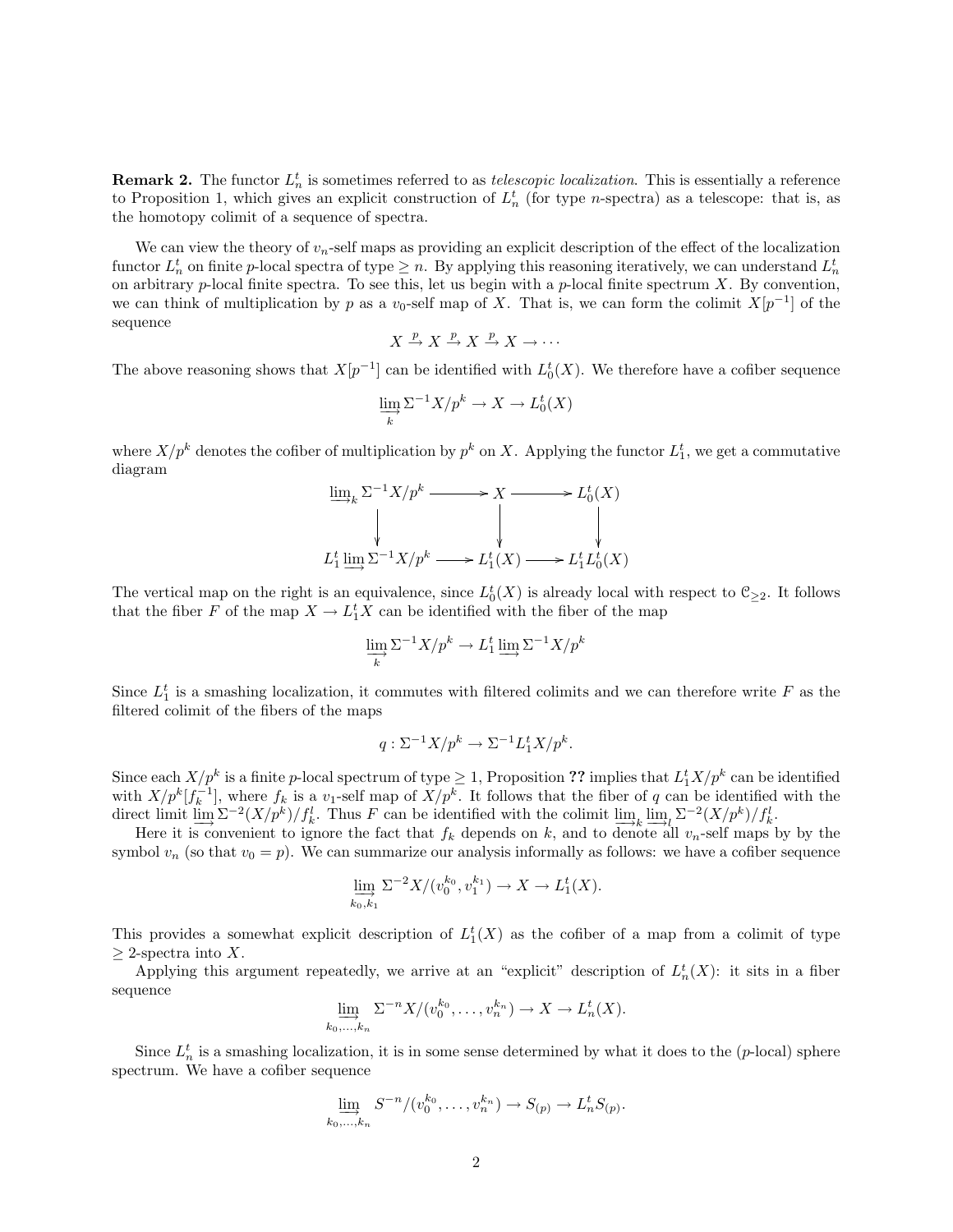**Remark 2.** The functor $L_n^t$ is sometimes referred to as *telescopic localization*. This is essentially a reference to Proposition 1, which gives an explicit construction of $L_n^t$ (for type $n$-spectra) as a telescope: that is, as the homotopy colimit of a sequence of spectra.

We can view the theory of $v_n$-self maps as providing an explicit description of the effect of the localization functor $L_n^t$ on finite $p$-local spectra of type $\geq n$. By applying this reasoning iteratively, we can understand $L_n^t$ on arbitrary $p$-local finite spectra. To see this, let us begin with a $p$-local finite spectrum $X$. By convention, we can think of multiplication by $p$ as a $v_0$-self map of $X$. That is, we can form the colimit $X[p^{-1}]$ of the sequence

$$X \xrightarrow{p} X \xrightarrow{p} X \xrightarrow{p} X \to \cdots$$

The above reasoning shows that $X[p^{-1}]$ can be identified with $L_0^t(X)$. We therefore have a cofiber sequence

$$\varinjlim_k \Sigma^{-1} X/p^k \to X \to L_0^t(X)$$

where $X/p^k$ denotes the cofiber of multiplication by $p^k$ on $X$. Applying the functor $L_1^t$, we get a commutative diagram

$$\begin{array}{ccccc}
\varinjlim_k \Sigma^{-1} X/p^k & \longrightarrow & X & \longrightarrow & L_0^t(X) \\
\downarrow & & \downarrow & & \downarrow \\
L_1^t \varinjlim \Sigma^{-1} X/p^k & \longrightarrow & L_1^t(X) & \longrightarrow & L_1^t L_0^t(X)
\end{array}$$

The vertical map on the right is an equivalence, since $L_0^t(X)$ is already local with respect to $\mathcal{C}_{\geq 2}$. It follows that the fiber $F$ of the map $X \to L_1^t X$ can be identified with the fiber of the map

$$\varinjlim_k \Sigma^{-1} X/p^k \to L_1^t \varinjlim \Sigma^{-1} X/p^k$$

Since $L_1^t$ is a smashing localization, it commutes with filtered colimits and we can therefore write $F$ as the filtered colimit of the fibers of the maps

$$q : \Sigma^{-1} X/p^k \to \Sigma^{-1} L_1^t X/p^k.$$

Since each $X/p^k$ is a finite $p$-local spectrum of type $\geq 1$, Proposition **??** implies that $L_1^t X/p^k$ can be identified with $X/p^k[f_k^{-1}]$, where $f_k$ is a $v_1$-self map of $X/p^k$. It follows that the fiber of $q$ can be identified with the direct limit $\varinjlim \Sigma^{-2}(X/p^k)/f_k^l$. Thus $F$ can be identified with the colimit $\varinjlim_k \varinjlim_l \Sigma^{-2}(X/p^k)/f_k^l$.

Here it is convenient to ignore the fact that $f_k$ depends on $k$, and to denote all $v_n$-self maps by by the symbol $v_n$ (so that $v_0 = p$). We can summarize our analysis informally as follows: we have a cofiber sequence

$$\varinjlim_{k_0, k_1} \Sigma^{-2} X/(v_0^{k_0}, v_1^{k_1}) \to X \to L_1^t(X).$$

This provides a somewhat explicit description of $L_1^t(X)$ as the cofiber of a map from a colimit of type $\geq 2$-spectra into $X$.

Applying this argument repeatedly, we arrive at an "explicit" description of $L_n^t(X)$: it sits in a fiber sequence

$$\varinjlim_{k_0, \ldots, k_n} \Sigma^{-n} X/(v_0^{k_0}, \ldots, v_n^{k_n}) \to X \to L_n^t(X).$$

Since $L_n^t$ is a smashing localization, it is in some sense determined by what it does to the ($p$-local) sphere spectrum. We have a cofiber sequence

$$\varinjlim_{k_0, \ldots, k_n} S^{-n}/(v_0^{k_0}, \ldots, v_n^{k_n}) \to S_{(p)} \to L_n^t S_{(p)}.$$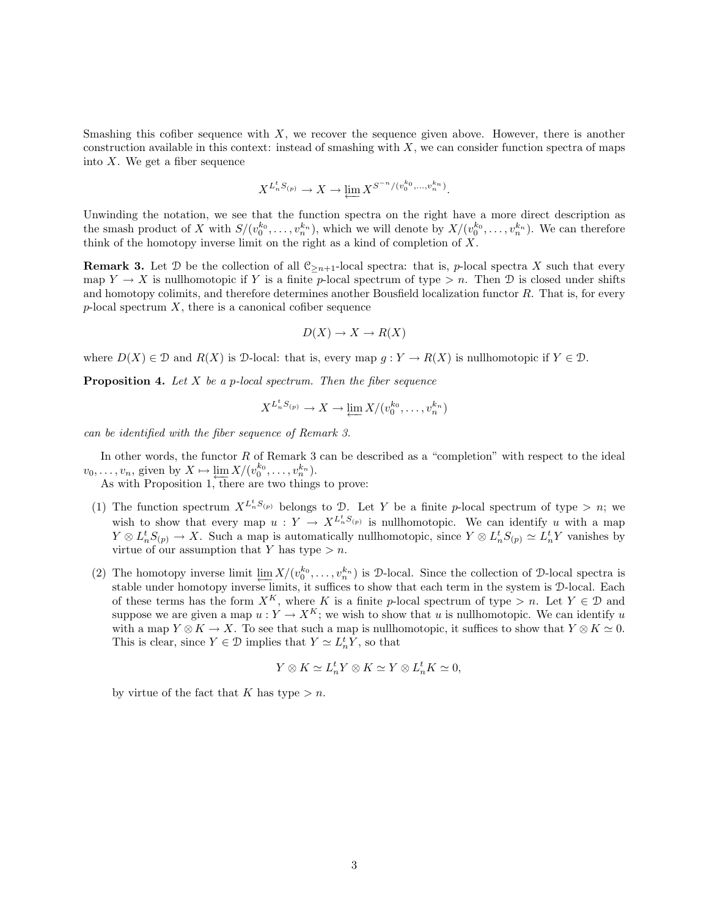Smashing this cofiber sequence with $X$, we recover the sequence given above. However, there is another construction available in this context: instead of smashing with $X$, we can consider function spectra of maps into $X$. We get a fiber sequence

$$X^{L_n^t S_{(p)}} \to X \to \varprojlim X^{S^{-n}/(v_0^{k_0}, \ldots, v_n^{k_n})}.$$

Unwinding the notation, we see that the function spectra on the right have a more direct description as the smash product of $X$ with $S/(v_0^{k_0}, \ldots, v_n^{k_n})$, which we will denote by $X/(v_0^{k_0}, \ldots, v_n^{k_n})$. We can therefore think of the homotopy inverse limit on the right as a kind of completion of $X$.

**Remark 3.** Let $\mathcal{D}$ be the collection of all $\mathcal{C}_{\geq n+1}$-local spectra: that is, $p$-local spectra $X$ such that every map $Y \to X$ is nullhomotopic if $Y$ is a finite $p$-local spectrum of type $> n$. Then $\mathcal{D}$ is closed under shifts and homotopy colimits, and therefore determines another Bousfield localization functor $R$. That is, for every $p$-local spectrum $X$, there is a canonical cofiber sequence

$$D(X) \to X \to R(X)$$

where $D(X) \in \mathcal{D}$ and $R(X)$ is $\mathcal{D}$-local: that is, every map $g : Y \to R(X)$ is nullhomotopic if $Y \in \mathcal{D}$.

**Proposition 4.** *Let $X$ be a $p$-local spectrum. Then the fiber sequence*

$$X^{L_n^t S_{(p)}} \to X \to \varprojlim X/(v_0^{k_0}, \ldots, v_n^{k_n})$$

*can be identified with the fiber sequence of Remark 3.*

In other words, the functor $R$ of Remark 3 can be described as a "completion" with respect to the ideal $v_0, \ldots, v_n$, given by $X \mapsto \varprojlim X/(v_0^{k_0}, \ldots, v_n^{k_n})$.

As with Proposition 1, there are two things to prove:

1. The function spectrum $X^{L_n^t S_{(p)}}$ belongs to $\mathcal{D}$. Let $Y$ be a finite $p$-local spectrum of type $> n$; we wish to show that every map $u : Y \to X^{L_n^t S_{(p)}}$ is nullhomotopic. We can identify $u$ with a map $Y \otimes L_n^t S_{(p)} \to X$. Such a map is automatically nullhomotopic, since $Y \otimes L_n^t S_{(p)} \simeq L_n^t Y$ vanishes by virtue of our assumption that $Y$ has type $> n$.

2. The homotopy inverse limit $\varprojlim X/(v_0^{k_0}, \ldots, v_n^{k_n})$ is $\mathcal{D}$-local. Since the collection of $\mathcal{D}$-local spectra is stable under homotopy inverse limits, it suffices to show that each term in the system is $\mathcal{D}$-local. Each of these terms has the form $X^K$, where $K$ is a finite $p$-local spectrum of type $> n$. Let $Y \in \mathcal{D}$ and suppose we are given a map $u : Y \to X^K$; we wish to show that $u$ is nullhomotopic. We can identify $u$ with a map $Y \otimes K \to X$. To see that such a map is nullhomotopic, it suffices to show that $Y \otimes K \simeq 0$. This is clear, since $Y \in \mathcal{D}$ implies that $Y \simeq L_n^t Y$, so that

$$Y \otimes K \simeq L_n^t Y \otimes K \simeq Y \otimes L_n^t K \simeq 0,$$

by virtue of the fact that $K$ has type $> n$.